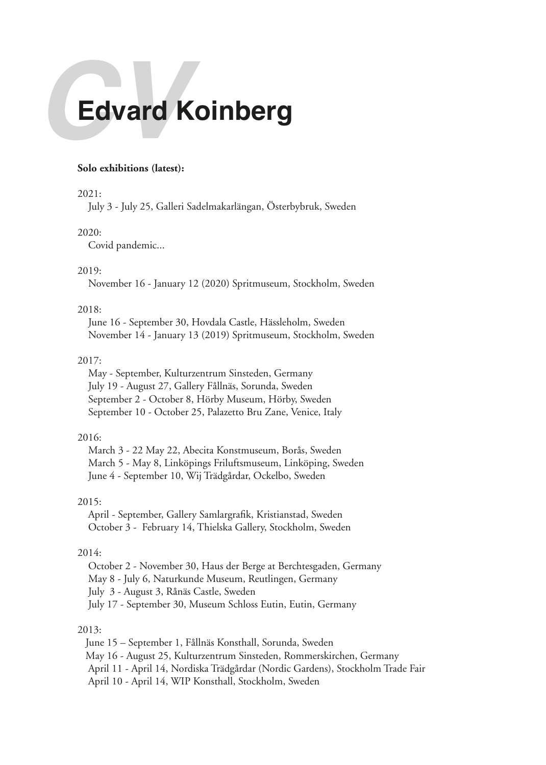# CV Edvard Koinberg

**Solo exhibitions (latest):**

2021:
July 3 - July 25, Galleri Sadelmakarlängan, Österbybruk, Sweden

2020:
Covid pandemic...

2019:
November 16 - January 12 (2020) Spritmuseum, Stockholm, Sweden

2018:
June 16 - September 30, Hovdala Castle, Hässleholm, Sweden
November 14 - January 13 (2019) Spritmuseum, Stockholm, Sweden

2017:
May - September, Kulturzentrum Sinsteden, Germany
July 19 - August 27, Gallery Fållnäs, Sorunda, Sweden
September 2 - October 8, Hörby Museum, Hörby, Sweden
September 10 - October 25, Palazetto Bru Zane, Venice, Italy

2016:
March 3 - 22 May 22, Abecita Konstmuseum, Borås, Sweden
March 5 - May 8, Linköpings Friluftsmuseum, Linköping, Sweden
June 4 - September 10, Wij Trädgårdar, Ockelbo, Sweden

2015:
April - September, Gallery Samlargrafik, Kristianstad, Sweden
October 3 - February 14, Thielska Gallery, Stockholm, Sweden

2014:
October 2 - November 30, Haus der Berge at Berchtesgaden, Germany
May 8 - July 6, Naturkunde Museum, Reutlingen, Germany
July 3 - August 3, Rånäs Castle, Sweden
July 17 - September 30, Museum Schloss Eutin, Eutin, Germany

2013:
June 15 – September 1, Fållnäs Konsthall, Sorunda, Sweden
May 16 - August 25, Kulturzentrum Sinsteden, Rommerskirchen, Germany
April 11 - April 14, Nordiska Trädgårdar (Nordic Gardens), Stockholm Trade Fair
April 10 - April 14, WIP Konsthall, Stockholm, Sweden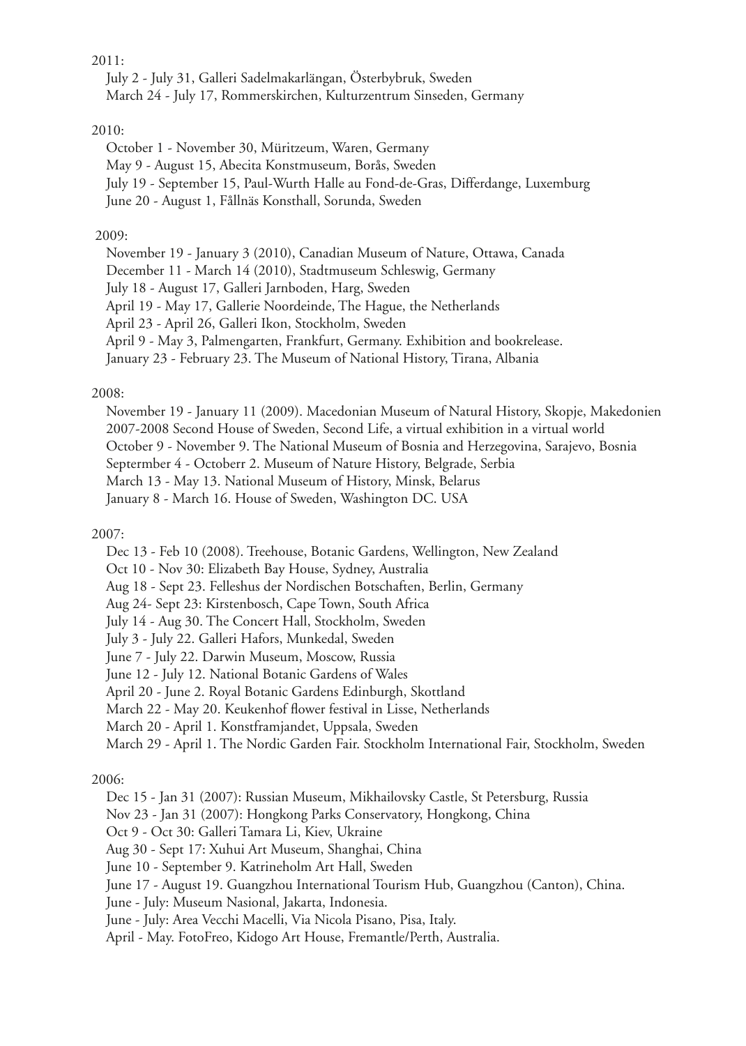2011:

July 2 - July 31, Galleri Sadelmakarlängan, Österbybruk, Sweden
March 24 - July 17, Rommerskirchen, Kulturzentrum Sinseden, Germany

2010:

October 1 - November 30, Müritzeum, Waren, Germany
May 9 - August 15, Abecita Konstmuseum, Borås, Sweden
July 19 - September 15, Paul-Wurth Halle au Fond-de-Gras, Differdange, Luxemburg
June 20 - August 1, Fållnäs Konsthall, Sorunda, Sweden

2009:

November 19 - January 3 (2010), Canadian Museum of Nature, Ottawa, Canada
December 11 - March 14 (2010), Stadtmuseum Schleswig, Germany
July 18 - August 17, Galleri Jarnboden, Harg, Sweden
April 19 - May 17, Gallerie Noordeinde, The Hague, the Netherlands
April 23 - April 26, Galleri Ikon, Stockholm, Sweden
April 9 - May 3, Palmengarten, Frankfurt, Germany. Exhibition and bookrelease.
January 23 - February 23. The Museum of National History, Tirana, Albania

2008:

November 19 - January 11 (2009). Macedonian Museum of Natural History, Skopje, Makedonien
2007-2008 Second House of Sweden, Second Life, a virtual exhibition in a virtual world
October 9 - November 9. The National Museum of Bosnia and Herzegovina, Sarajevo, Bosnia
Septermber 4 - Octoberr 2. Museum of Nature History, Belgrade, Serbia
March 13 - May 13. National Museum of History, Minsk, Belarus
January 8 - March 16. House of Sweden, Washington DC. USA

2007:

Dec 13 - Feb 10 (2008). Treehouse, Botanic Gardens, Wellington, New Zealand
Oct 10 - Nov 30: Elizabeth Bay House, Sydney, Australia
Aug 18 - Sept 23. Felleshus der Nordischen Botschaften, Berlin, Germany
Aug 24- Sept 23: Kirstenbosch, Cape Town, South Africa
July 14 - Aug 30. The Concert Hall, Stockholm, Sweden
July 3 - July 22. Galleri Hafors, Munkedal, Sweden
June 7 - July 22. Darwin Museum, Moscow, Russia
June 12 - July 12. National Botanic Gardens of Wales
April 20 - June 2. Royal Botanic Gardens Edinburgh, Skottland
March 22 - May 20. Keukenhof flower festival in Lisse, Netherlands
March 20 - April 1. Konstframjandet, Uppsala, Sweden
March 29 - April 1. The Nordic Garden Fair. Stockholm International Fair, Stockholm, Sweden

2006:

Dec 15 - Jan 31 (2007): Russian Museum, Mikhailovsky Castle, St Petersburg, Russia
Nov 23 - Jan 31 (2007): Hongkong Parks Conservatory, Hongkong, China
Oct 9 - Oct 30: Galleri Tamara Li, Kiev, Ukraine
Aug 30 - Sept 17: Xuhui Art Museum, Shanghai, China
June 10 - September 9. Katrineholm Art Hall, Sweden
June 17 - August 19. Guangzhou International Tourism Hub, Guangzhou (Canton), China.
June - July: Museum Nasional, Jakarta, Indonesia.
June - July: Area Vecchi Macelli, Via Nicola Pisano, Pisa, Italy.
April - May. FotoFreo, Kidogo Art House, Fremantle/Perth, Australia.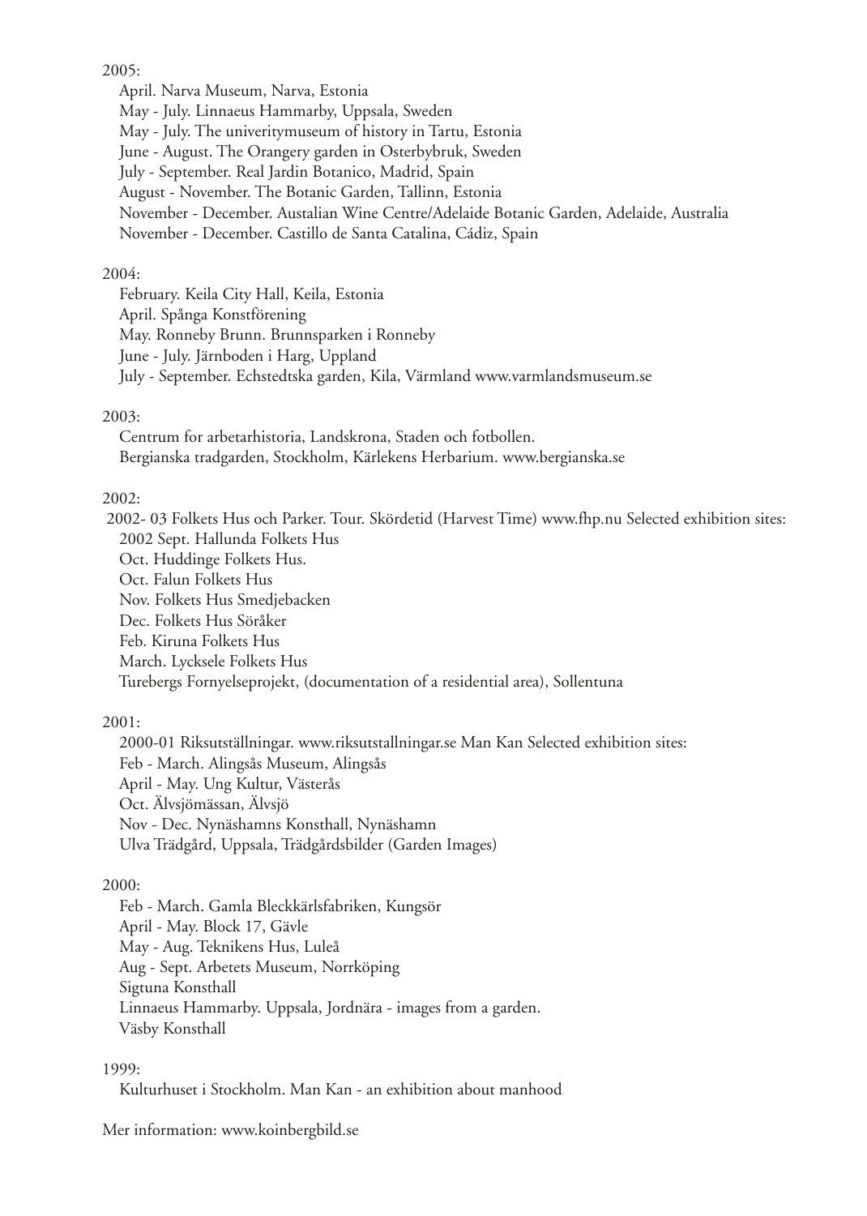2005:

April. Narva Museum, Narva, Estonia
May - July. Linnaeus Hammarby, Uppsala, Sweden
May - July. The univeritymuseum of history in Tartu, Estonia
June - August. The Orangery garden in Osterbybruk, Sweden
July - September. Real Jardin Botanico, Madrid, Spain
August - November. The Botanic Garden, Tallinn, Estonia
November - December. Austalian Wine Centre/Adelaide Botanic Garden, Adelaide, Australia
November - December. Castillo de Santa Catalina, Cádiz, Spain

2004:

February. Keila City Hall, Keila, Estonia
April. Spånga Konstförening
May. Ronneby Brunn. Brunnsparken i Ronneby
June - July. Järnboden i Harg, Uppland
July - September. Echstedtska garden, Kila, Värmland www.varmlandsmuseum.se

2003:

Centrum for arbetarhistoria, Landskrona, Staden och fotbollen.
Bergianska tradgarden, Stockholm, Kärlekens Herbarium. www.bergianska.se

2002:

2002- 03 Folkets Hus och Parker. Tour. Skördetid (Harvest Time) www.fhp.nu Selected exhibition sites:
2002 Sept. Hallunda Folkets Hus
Oct. Huddinge Folkets Hus.
Oct. Falun Folkets Hus
Nov. Folkets Hus Smedjebacken
Dec. Folkets Hus Söråker
Feb. Kiruna Folkets Hus
March. Lycksele Folkets Hus
Turebergs Fornyelseprojekt, (documentation of a residential area), Sollentuna

2001:

2000-01 Riksutställningar. www.riksutstallningar.se Man Kan Selected exhibition sites:
Feb - March. Alingsås Museum, Alingsås
April - May. Ung Kultur, Västerås
Oct. Älvsjömässan, Älvsjö
Nov - Dec. Nynäshamns Konsthall, Nynäshamn
Ulva Trädgård, Uppsala, Trädgårdsbilder (Garden Images)

2000:

Feb - March. Gamla Bleckkärlsfabriken, Kungsör
April - May. Block 17, Gävle
May - Aug. Teknikens Hus, Luleå
Aug - Sept. Arbetets Museum, Norrköping
Sigtuna Konsthall
Linnaeus Hammarby. Uppsala, Jordnära - images from a garden.
Väsby Konsthall

1999:

Kulturhuset i Stockholm. Man Kan - an exhibition about manhood

Mer information: www.koinbergbild.se